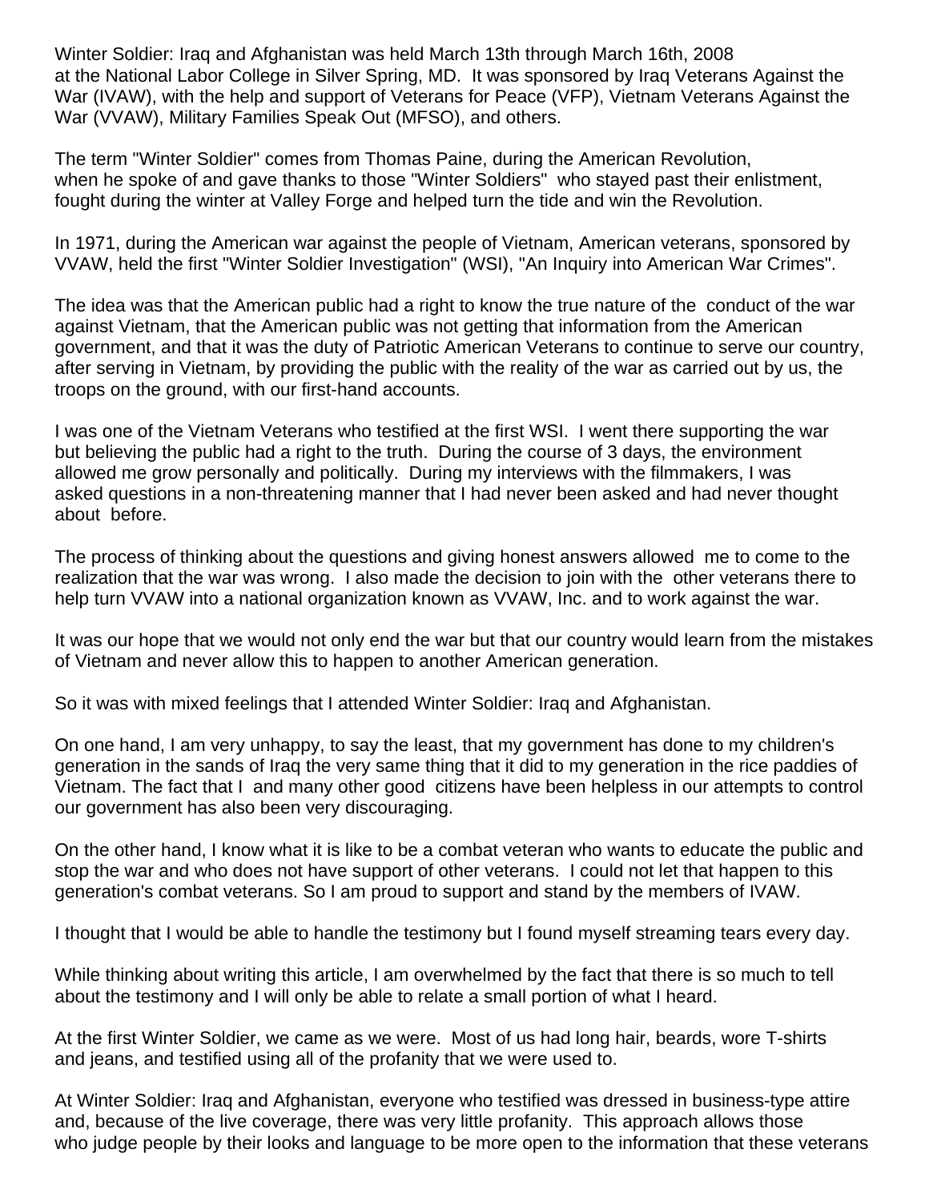Winter Soldier: Iraq and Afghanistan was held March 13th through March 16th, 2008 at the National Labor College in Silver Spring, MD. It was sponsored by Iraq Veterans Against the War (IVAW), with the help and support of Veterans for Peace (VFP), Vietnam Veterans Against the War (VVAW), Military Families Speak Out (MFSO), and others.

The term "Winter Soldier" comes from Thomas Paine, during the American Revolution, when he spoke of and gave thanks to those "Winter Soldiers" who stayed past their enlistment, fought during the winter at Valley Forge and helped turn the tide and win the Revolution.

In 1971, during the American war against the people of Vietnam, American veterans, sponsored by VVAW, held the first "Winter Soldier Investigation" (WSI), "An Inquiry into American War Crimes".

The idea was that the American public had a right to know the true nature of the conduct of the war against Vietnam, that the American public was not getting that information from the American government, and that it was the duty of Patriotic American Veterans to continue to serve our country, after serving in Vietnam, by providing the public with the reality of the war as carried out by us, the troops on the ground, with our first-hand accounts.

I was one of the Vietnam Veterans who testified at the first WSI. I went there supporting the war but believing the public had a right to the truth. During the course of 3 days, the environment allowed me grow personally and politically. During my interviews with the filmmakers, I was asked questions in a non-threatening manner that I had never been asked and had never thought about before.

The process of thinking about the questions and giving honest answers allowed me to come to the realization that the war was wrong. I also made the decision to join with the other veterans there to help turn VVAW into a national organization known as VVAW, Inc. and to work against the war.

It was our hope that we would not only end the war but that our country would learn from the mistakes of Vietnam and never allow this to happen to another American generation.

So it was with mixed feelings that I attended Winter Soldier: Iraq and Afghanistan.

On one hand, I am very unhappy, to say the least, that my government has done to my children's generation in the sands of Iraq the very same thing that it did to my generation in the rice paddies of Vietnam. The fact that I and many other good citizens have been helpless in our attempts to control our government has also been very discouraging.

On the other hand, I know what it is like to be a combat veteran who wants to educate the public and stop the war and who does not have support of other veterans. I could not let that happen to this generation's combat veterans. So I am proud to support and stand by the members of IVAW.

I thought that I would be able to handle the testimony but I found myself streaming tears every day.

While thinking about writing this article, I am overwhelmed by the fact that there is so much to tell about the testimony and I will only be able to relate a small portion of what I heard.

At the first Winter Soldier, we came as we were. Most of us had long hair, beards, wore T-shirts and jeans, and testified using all of the profanity that we were used to.

At Winter Soldier: Iraq and Afghanistan, everyone who testified was dressed in business-type attire and, because of the live coverage, there was very little profanity. This approach allows those who judge people by their looks and language to be more open to the information that these veterans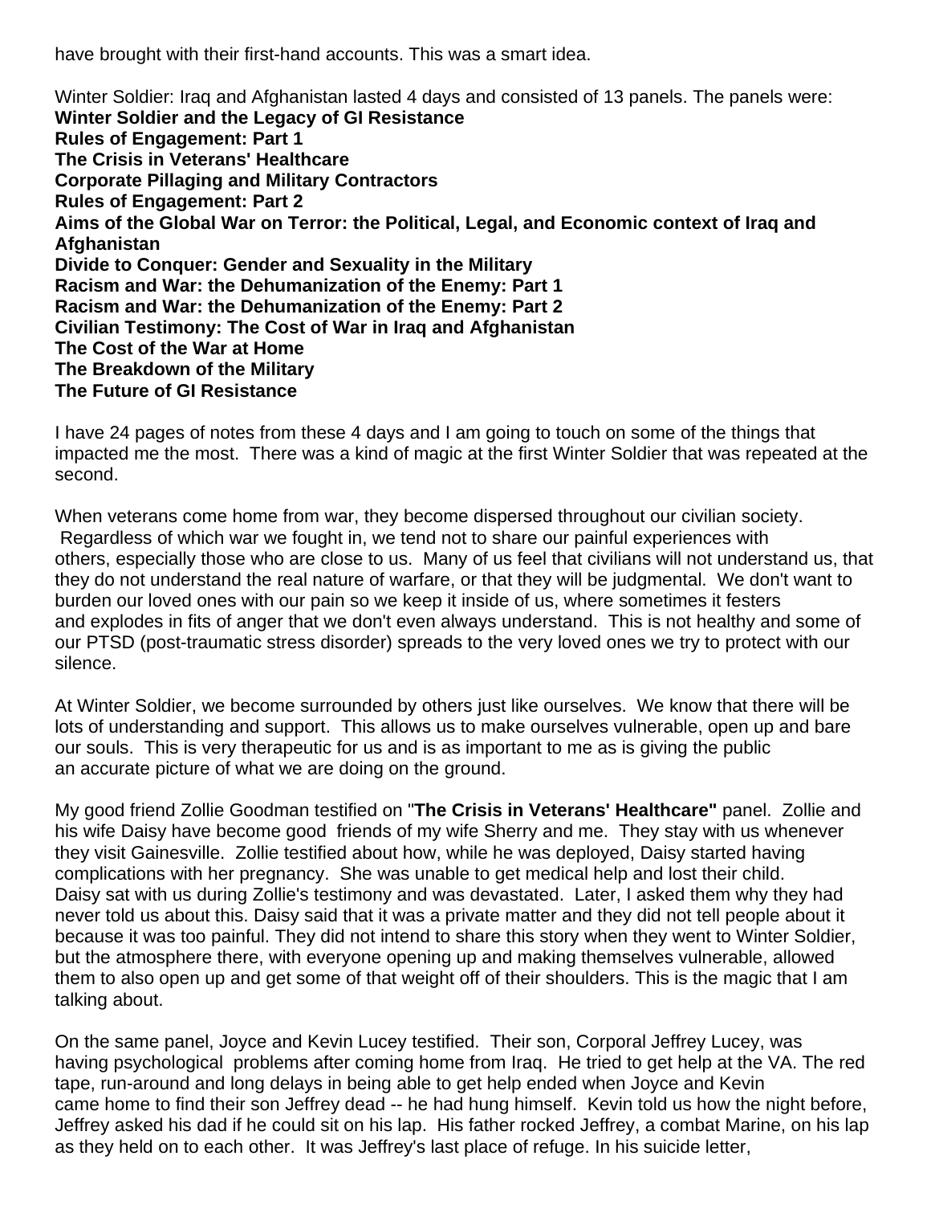have brought with their first-hand accounts. This was a smart idea.

Winter Soldier: Iraq and Afghanistan lasted 4 days and consisted of 13 panels. The panels were:
**Winter Soldier and the Legacy of GI Resistance**
**Rules of Engagement: Part 1**
**The Crisis in Veterans' Healthcare**
**Corporate Pillaging and Military Contractors**
**Rules of Engagement: Part 2**
**Aims of the Global War on Terror: the Political, Legal, and Economic context of Iraq and Afghanistan**
**Divide to Conquer: Gender and Sexuality in the Military**
**Racism and War: the Dehumanization of the Enemy: Part 1**
**Racism and War: the Dehumanization of the Enemy: Part 2**
**Civilian Testimony: The Cost of War in Iraq and Afghanistan**
**The Cost of the War at Home**
**The Breakdown of the Military**
**The Future of GI Resistance**

I have 24 pages of notes from these 4 days and I am going to touch on some of the things that impacted me the most. There was a kind of magic at the first Winter Soldier that was repeated at the second.

When veterans come home from war, they become dispersed throughout our civilian society. Regardless of which war we fought in, we tend not to share our painful experiences with others, especially those who are close to us. Many of us feel that civilians will not understand us, that they do not understand the real nature of warfare, or that they will be judgmental. We don't want to burden our loved ones with our pain so we keep it inside of us, where sometimes it festers and explodes in fits of anger that we don't even always understand. This is not healthy and some of our PTSD (post-traumatic stress disorder) spreads to the very loved ones we try to protect with our silence.

At Winter Soldier, we become surrounded by others just like ourselves. We know that there will be lots of understanding and support. This allows us to make ourselves vulnerable, open up and bare our souls. This is very therapeutic for us and is as important to me as is giving the public an accurate picture of what we are doing on the ground.

My good friend Zollie Goodman testified on "**The Crisis in Veterans' Healthcare"** panel. Zollie and his wife Daisy have become good friends of my wife Sherry and me. They stay with us whenever they visit Gainesville. Zollie testified about how, while he was deployed, Daisy started having complications with her pregnancy. She was unable to get medical help and lost their child. Daisy sat with us during Zollie's testimony and was devastated. Later, I asked them why they had never told us about this. Daisy said that it was a private matter and they did not tell people about it because it was too painful. They did not intend to share this story when they went to Winter Soldier, but the atmosphere there, with everyone opening up and making themselves vulnerable, allowed them to also open up and get some of that weight off of their shoulders. This is the magic that I am talking about.

On the same panel, Joyce and Kevin Lucey testified. Their son, Corporal Jeffrey Lucey, was having psychological problems after coming home from Iraq. He tried to get help at the VA. The red tape, run-around and long delays in being able to get help ended when Joyce and Kevin came home to find their son Jeffrey dead -- he had hung himself. Kevin told us how the night before, Jeffrey asked his dad if he could sit on his lap. His father rocked Jeffrey, a combat Marine, on his lap as they held on to each other. It was Jeffrey's last place of refuge. In his suicide letter,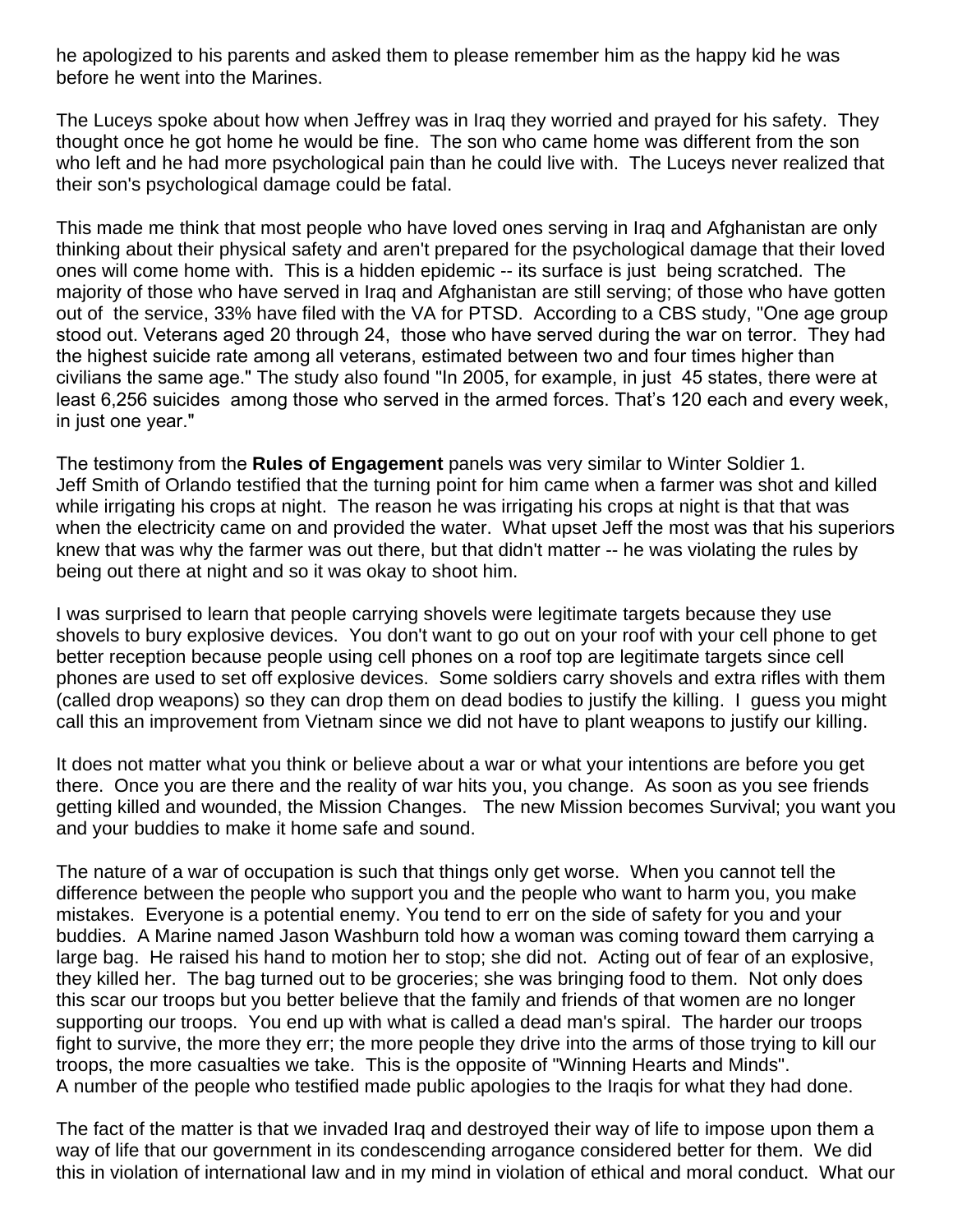he apologized to his parents and asked them to please remember him as the happy kid he was before he went into the Marines.

The Luceys spoke about how when Jeffrey was in Iraq they worried and prayed for his safety. They thought once he got home he would be fine. The son who came home was different from the son who left and he had more psychological pain than he could live with. The Luceys never realized that their son's psychological damage could be fatal.

This made me think that most people who have loved ones serving in Iraq and Afghanistan are only thinking about their physical safety and aren't prepared for the psychological damage that their loved ones will come home with. This is a hidden epidemic -- its surface is just being scratched. The majority of those who have served in Iraq and Afghanistan are still serving; of those who have gotten out of the service, 33% have filed with the VA for PTSD. According to a CBS study, "One age group stood out. Veterans aged 20 through 24, those who have served during the war on terror. They had the highest suicide rate among all veterans, estimated between two and four times higher than civilians the same age." The study also found "In 2005, for example, in just 45 states, there were at least 6,256 suicides among those who served in the armed forces. That's 120 each and every week, in just one year."

The testimony from the **Rules of Engagement** panels was very similar to Winter Soldier 1. Jeff Smith of Orlando testified that the turning point for him came when a farmer was shot and killed while irrigating his crops at night. The reason he was irrigating his crops at night is that that was when the electricity came on and provided the water. What upset Jeff the most was that his superiors knew that was why the farmer was out there, but that didn't matter -- he was violating the rules by being out there at night and so it was okay to shoot him.

I was surprised to learn that people carrying shovels were legitimate targets because they use shovels to bury explosive devices. You don't want to go out on your roof with your cell phone to get better reception because people using cell phones on a roof top are legitimate targets since cell phones are used to set off explosive devices. Some soldiers carry shovels and extra rifles with them (called drop weapons) so they can drop them on dead bodies to justify the killing. I guess you might call this an improvement from Vietnam since we did not have to plant weapons to justify our killing.

It does not matter what you think or believe about a war or what your intentions are before you get there. Once you are there and the reality of war hits you, you change. As soon as you see friends getting killed and wounded, the Mission Changes. The new Mission becomes Survival; you want you and your buddies to make it home safe and sound.

The nature of a war of occupation is such that things only get worse. When you cannot tell the difference between the people who support you and the people who want to harm you, you make mistakes. Everyone is a potential enemy. You tend to err on the side of safety for you and your buddies. A Marine named Jason Washburn told how a woman was coming toward them carrying a large bag. He raised his hand to motion her to stop; she did not. Acting out of fear of an explosive, they killed her. The bag turned out to be groceries; she was bringing food to them. Not only does this scar our troops but you better believe that the family and friends of that women are no longer supporting our troops. You end up with what is called a dead man's spiral. The harder our troops fight to survive, the more they err; the more people they drive into the arms of those trying to kill our troops, the more casualties we take. This is the opposite of "Winning Hearts and Minds".
A number of the people who testified made public apologies to the Iraqis for what they had done.

The fact of the matter is that we invaded Iraq and destroyed their way of life to impose upon them a way of life that our government in its condescending arrogance considered better for them. We did this in violation of international law and in my mind in violation of ethical and moral conduct. What our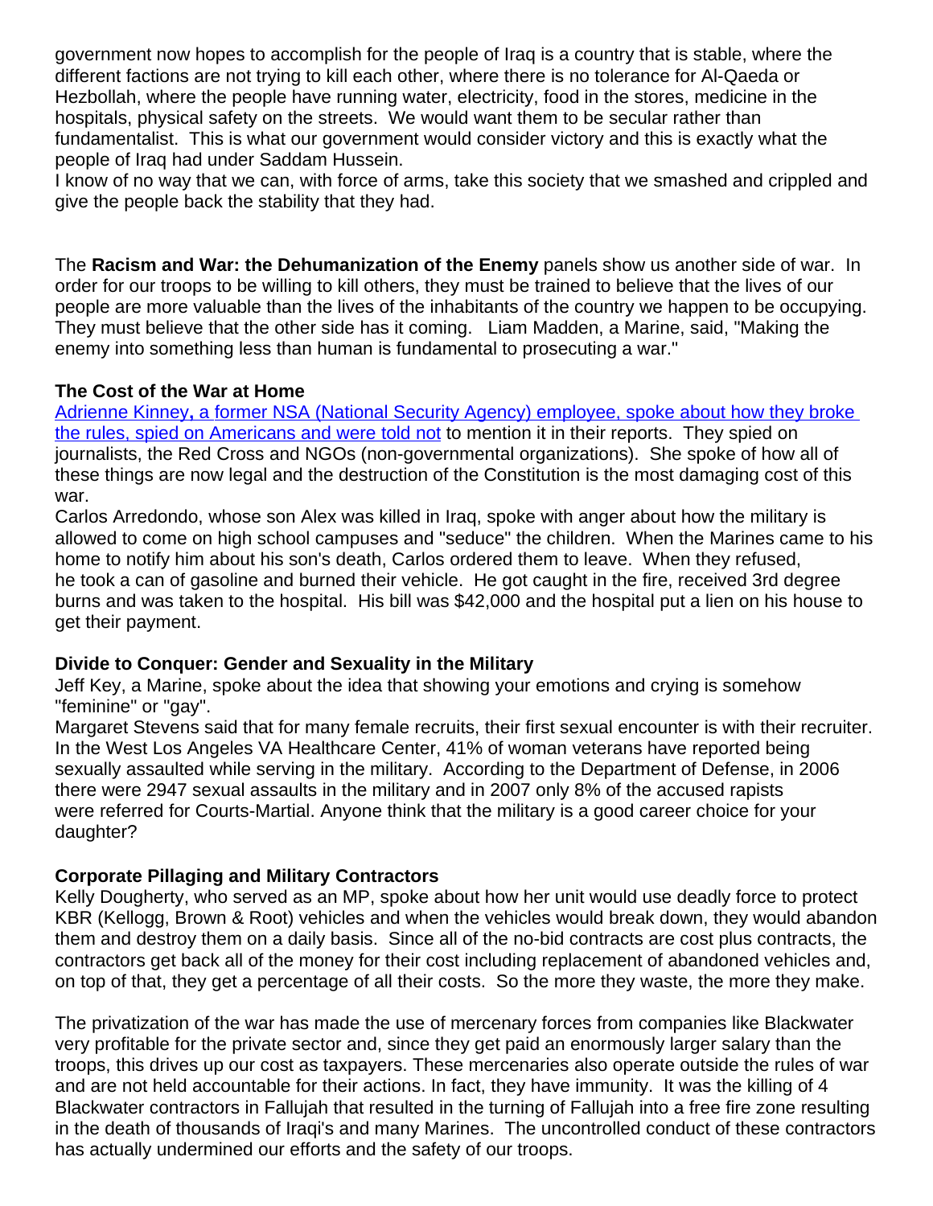government now hopes to accomplish for the people of Iraq is a country that is stable, where the different factions are not trying to kill each other, where there is no tolerance for Al-Qaeda or Hezbollah, where the people have running water, electricity, food in the stores, medicine in the hospitals, physical safety on the streets. We would want them to be secular rather than fundamentalist. This is what our government would consider victory and this is exactly what the people of Iraq had under Saddam Hussein.
I know of no way that we can, with force of arms, take this society that we smashed and crippled and give the people back the stability that they had.

The **Racism and War: the Dehumanization of the Enemy** panels show us another side of war. In order for our troops to be willing to kill others, they must be trained to believe that the lives of our people are more valuable than the lives of the inhabitants of the country we happen to be occupying. They must believe that the other side has it coming. Liam Madden, a Marine, said, "Making the enemy into something less than human is fundamental to prosecuting a war."

**The Cost of the War at Home**
Adrienne Kinney, a former NSA (National Security Agency) employee, spoke about how they broke the rules, spied on Americans and were told not to mention it in their reports. They spied on journalists, the Red Cross and NGOs (non-governmental organizations). She spoke of how all of these things are now legal and the destruction of the Constitution is the most damaging cost of this war.
Carlos Arredondo, whose son Alex was killed in Iraq, spoke with anger about how the military is allowed to come on high school campuses and "seduce" the children. When the Marines came to his home to notify him about his son's death, Carlos ordered them to leave. When they refused, he took a can of gasoline and burned their vehicle. He got caught in the fire, received 3rd degree burns and was taken to the hospital. His bill was $42,000 and the hospital put a lien on his house to get their payment.

**Divide to Conquer: Gender and Sexuality in the Military**
Jeff Key, a Marine, spoke about the idea that showing your emotions and crying is somehow "feminine" or "gay".
Margaret Stevens said that for many female recruits, their first sexual encounter is with their recruiter. In the West Los Angeles VA Healthcare Center, 41% of woman veterans have reported being sexually assaulted while serving in the military. According to the Department of Defense, in 2006 there were 2947 sexual assaults in the military and in 2007 only 8% of the accused rapists were referred for Courts-Martial. Anyone think that the military is a good career choice for your daughter?

**Corporate Pillaging and Military Contractors**
Kelly Dougherty, who served as an MP, spoke about how her unit would use deadly force to protect KBR (Kellogg, Brown & Root) vehicles and when the vehicles would break down, they would abandon them and destroy them on a daily basis. Since all of the no-bid contracts are cost plus contracts, the contractors get back all of the money for their cost including replacement of abandoned vehicles and, on top of that, they get a percentage of all their costs. So the more they waste, the more they make.

The privatization of the war has made the use of mercenary forces from companies like Blackwater very profitable for the private sector and, since they get paid an enormously larger salary than the troops, this drives up our cost as taxpayers. These mercenaries also operate outside the rules of war and are not held accountable for their actions. In fact, they have immunity. It was the killing of 4 Blackwater contractors in Fallujah that resulted in the turning of Fallujah into a free fire zone resulting in the death of thousands of Iraqi's and many Marines. The uncontrolled conduct of these contractors has actually undermined our efforts and the safety of our troops.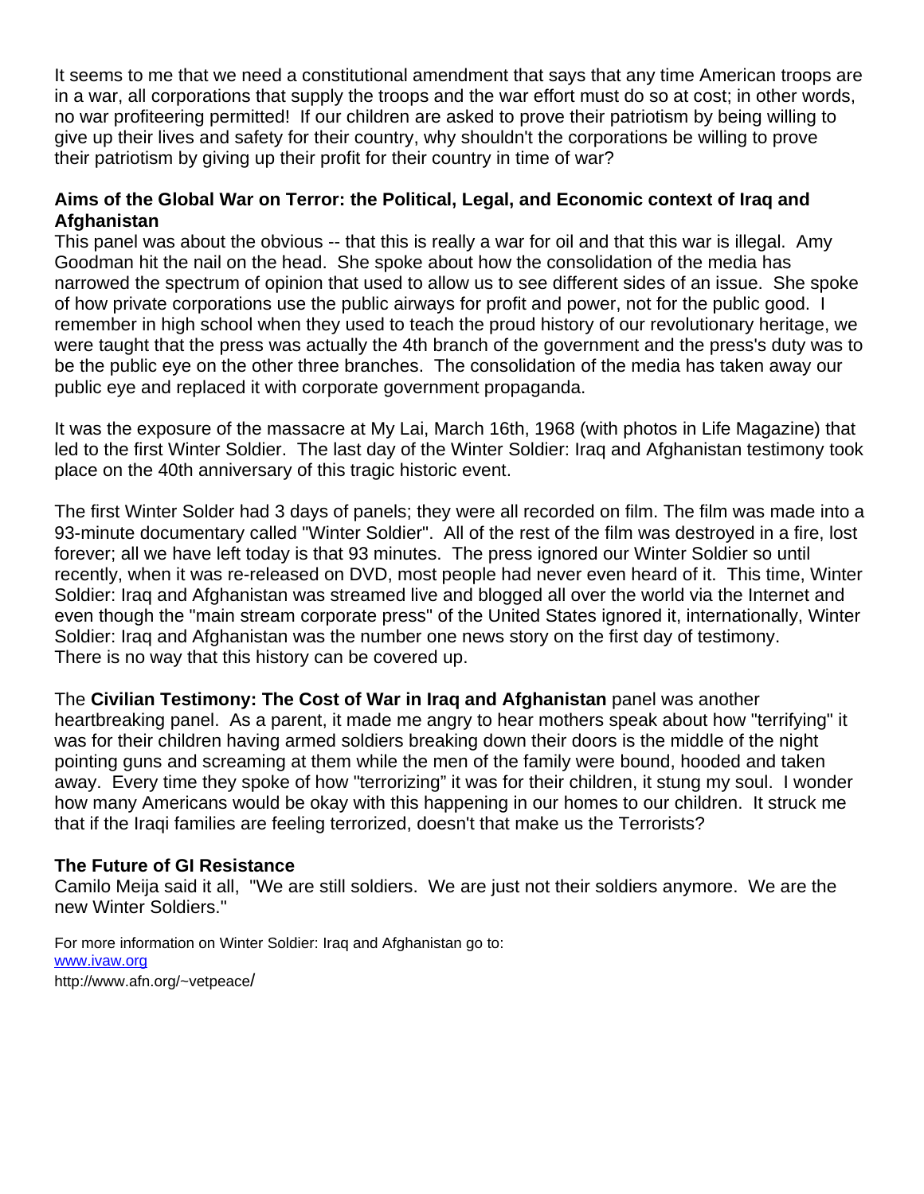It seems to me that we need a constitutional amendment that says that any time American troops are in a war, all corporations that supply the troops and the war effort must do so at cost; in other words, no war profiteering permitted! If our children are asked to prove their patriotism by being willing to give up their lives and safety for their country, why shouldn't the corporations be willing to prove their patriotism by giving up their profit for their country in time of war?

**Aims of the Global War on Terror: the Political, Legal, and Economic context of Iraq and Afghanistan**
This panel was about the obvious -- that this is really a war for oil and that this war is illegal. Amy Goodman hit the nail on the head. She spoke about how the consolidation of the media has narrowed the spectrum of opinion that used to allow us to see different sides of an issue. She spoke of how private corporations use the public airways for profit and power, not for the public good. I remember in high school when they used to teach the proud history of our revolutionary heritage, we were taught that the press was actually the 4th branch of the government and the press's duty was to be the public eye on the other three branches. The consolidation of the media has taken away our public eye and replaced it with corporate government propaganda.

It was the exposure of the massacre at My Lai, March 16th, 1968 (with photos in Life Magazine) that led to the first Winter Soldier. The last day of the Winter Soldier: Iraq and Afghanistan testimony took place on the 40th anniversary of this tragic historic event.

The first Winter Solder had 3 days of panels; they were all recorded on film. The film was made into a 93-minute documentary called "Winter Soldier". All of the rest of the film was destroyed in a fire, lost forever; all we have left today is that 93 minutes. The press ignored our Winter Soldier so until recently, when it was re-released on DVD, most people had never even heard of it. This time, Winter Soldier: Iraq and Afghanistan was streamed live and blogged all over the world via the Internet and even though the "main stream corporate press" of the United States ignored it, internationally, Winter Soldier: Iraq and Afghanistan was the number one news story on the first day of testimony.
There is no way that this history can be covered up.

The **Civilian Testimony: The Cost of War in Iraq and Afghanistan** panel was another heartbreaking panel. As a parent, it made me angry to hear mothers speak about how "terrifying" it was for their children having armed soldiers breaking down their doors is the middle of the night pointing guns and screaming at them while the men of the family were bound, hooded and taken away. Every time they spoke of how "terrorizing" it was for their children, it stung my soul. I wonder how many Americans would be okay with this happening in our homes to our children. It struck me that if the Iraqi families are feeling terrorized, doesn't that make us the Terrorists?

**The Future of GI Resistance**
Camilo Meija said it all, "We are still soldiers. We are just not their soldiers anymore. We are the new Winter Soldiers."

For more information on Winter Soldier: Iraq and Afghanistan go to:
www.ivaw.org
http://www.afn.org/~vetpeace/